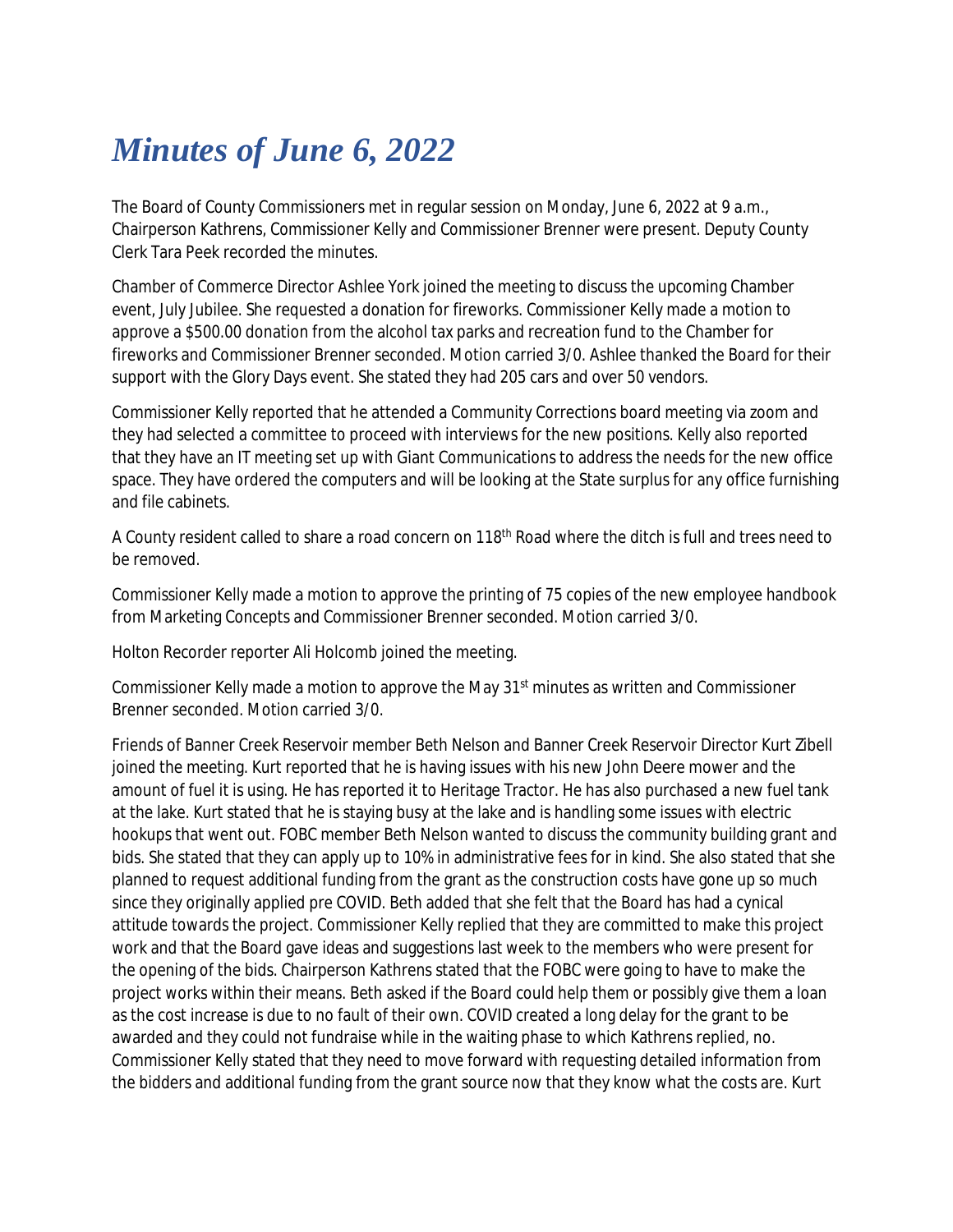# *Minutes of June 6, 2022*

The Board of County Commissioners met in regular session on Monday, June 6, 2022 at 9 a.m., Chairperson Kathrens, Commissioner Kelly and Commissioner Brenner were present. Deputy County Clerk Tara Peek recorded the minutes.

Chamber of Commerce Director Ashlee York joined the meeting to discuss the upcoming Chamber event, July Jubilee. She requested a donation for fireworks. Commissioner Kelly made a motion to approve a $500.00 donation from the alcohol tax parks and recreation fund to the Chamber for fireworks and Commissioner Brenner seconded. Motion carried 3/0. Ashlee thanked the Board for their support with the Glory Days event. She stated they had 205 cars and over 50 vendors.

Commissioner Kelly reported that he attended a Community Corrections board meeting via zoom and they had selected a committee to proceed with interviews for the new positions. Kelly also reported that they have an IT meeting set up with Giant Communications to address the needs for the new office space. They have ordered the computers and will be looking at the State surplus for any office furnishing and file cabinets.

A County resident called to share a road concern on 118th Road where the ditch is full and trees need to be removed.

Commissioner Kelly made a motion to approve the printing of 75 copies of the new employee handbook from Marketing Concepts and Commissioner Brenner seconded. Motion carried 3/0.

Holton Recorder reporter Ali Holcomb joined the meeting.

Commissioner Kelly made a motion to approve the May 31st minutes as written and Commissioner Brenner seconded. Motion carried 3/0.

Friends of Banner Creek Reservoir member Beth Nelson and Banner Creek Reservoir Director Kurt Zibell joined the meeting. Kurt reported that he is having issues with his new John Deere mower and the amount of fuel it is using. He has reported it to Heritage Tractor. He has also purchased a new fuel tank at the lake. Kurt stated that he is staying busy at the lake and is handling some issues with electric hookups that went out. FOBC member Beth Nelson wanted to discuss the community building grant and bids. She stated that they can apply up to 10% in administrative fees for in kind. She also stated that she planned to request additional funding from the grant as the construction costs have gone up so much since they originally applied pre COVID. Beth added that she felt that the Board has had a cynical attitude towards the project. Commissioner Kelly replied that they are committed to make this project work and that the Board gave ideas and suggestions last week to the members who were present for the opening of the bids. Chairperson Kathrens stated that the FOBC were going to have to make the project works within their means. Beth asked if the Board could help them or possibly give them a loan as the cost increase is due to no fault of their own. COVID created a long delay for the grant to be awarded and they could not fundraise while in the waiting phase to which Kathrens replied, no. Commissioner Kelly stated that they need to move forward with requesting detailed information from the bidders and additional funding from the grant source now that they know what the costs are. Kurt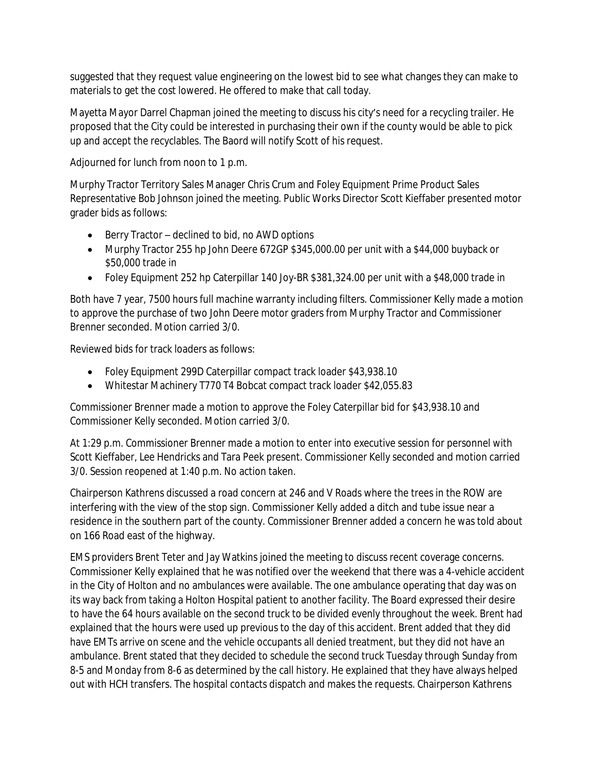suggested that they request value engineering on the lowest bid to see what changes they can make to materials to get the cost lowered. He offered to make that call today.

Mayetta Mayor Darrel Chapman joined the meeting to discuss his city's need for a recycling trailer. He proposed that the City could be interested in purchasing their own if the county would be able to pick up and accept the recyclables. The Baord will notify Scott of his request.

Adjourned for lunch from noon to 1 p.m.

Murphy Tractor Territory Sales Manager Chris Crum and Foley Equipment Prime Product Sales Representative Bob Johnson joined the meeting. Public Works Director Scott Kieffaber presented motor grader bids as follows:

- Berry Tractor – declined to bid, no AWD options
- Murphy Tractor 255 hp John Deere 672GP $345,000.00 per unit with a $44,000 buyback or $50,000 trade in
- Foley Equipment 252 hp Caterpillar 140 Joy-BR $381,324.00 per unit with a $48,000 trade in

Both have 7 year, 7500 hours full machine warranty including filters. Commissioner Kelly made a motion to approve the purchase of two John Deere motor graders from Murphy Tractor and Commissioner Brenner seconded. Motion carried 3/0.

Reviewed bids for track loaders as follows:

- Foley Equipment 299D Caterpillar compact track loader $43,938.10
- Whitestar Machinery T770 T4 Bobcat compact track loader $42,055.83

Commissioner Brenner made a motion to approve the Foley Caterpillar bid for $43,938.10 and Commissioner Kelly seconded. Motion carried 3/0.

At 1:29 p.m. Commissioner Brenner made a motion to enter into executive session for personnel with Scott Kieffaber, Lee Hendricks and Tara Peek present. Commissioner Kelly seconded and motion carried 3/0. Session reopened at 1:40 p.m. No action taken.

Chairperson Kathrens discussed a road concern at 246 and V Roads where the trees in the ROW are interfering with the view of the stop sign. Commissioner Kelly added a ditch and tube issue near a residence in the southern part of the county. Commissioner Brenner added a concern he was told about on 166 Road east of the highway.

EMS providers Brent Teter and Jay Watkins joined the meeting to discuss recent coverage concerns. Commissioner Kelly explained that he was notified over the weekend that there was a 4-vehicle accident in the City of Holton and no ambulances were available. The one ambulance operating that day was on its way back from taking a Holton Hospital patient to another facility. The Board expressed their desire to have the 64 hours available on the second truck to be divided evenly throughout the week. Brent had explained that the hours were used up previous to the day of this accident. Brent added that they did have EMTs arrive on scene and the vehicle occupants all denied treatment, but they did not have an ambulance. Brent stated that they decided to schedule the second truck Tuesday through Sunday from 8-5 and Monday from 8-6 as determined by the call history. He explained that they have always helped out with HCH transfers. The hospital contacts dispatch and makes the requests. Chairperson Kathrens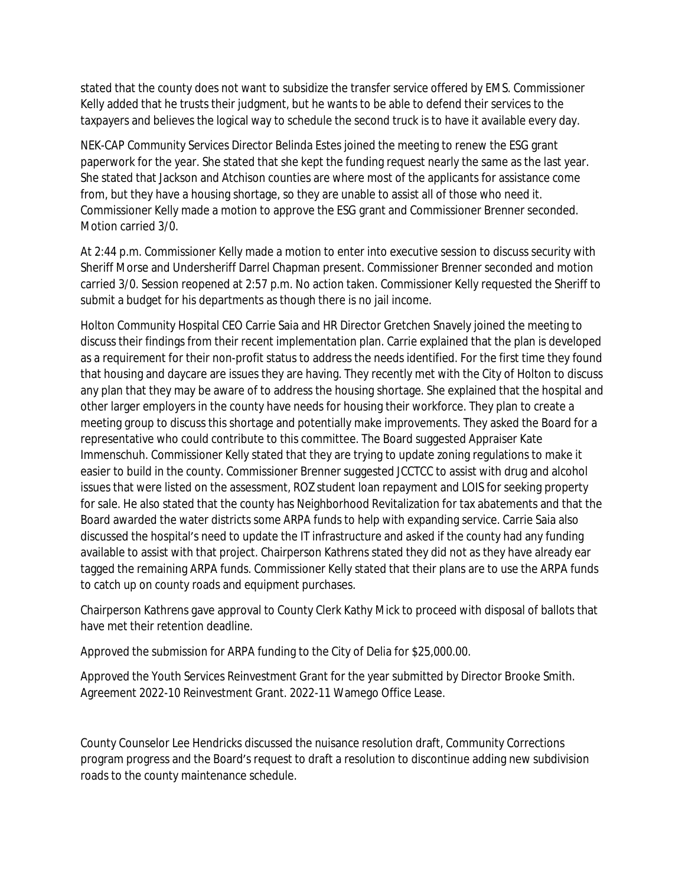stated that the county does not want to subsidize the transfer service offered by EMS. Commissioner Kelly added that he trusts their judgment, but he wants to be able to defend their services to the taxpayers and believes the logical way to schedule the second truck is to have it available every day.

NEK-CAP Community Services Director Belinda Estes joined the meeting to renew the ESG grant paperwork for the year. She stated that she kept the funding request nearly the same as the last year. She stated that Jackson and Atchison counties are where most of the applicants for assistance come from, but they have a housing shortage, so they are unable to assist all of those who need it. Commissioner Kelly made a motion to approve the ESG grant and Commissioner Brenner seconded. Motion carried 3/0.

At 2:44 p.m. Commissioner Kelly made a motion to enter into executive session to discuss security with Sheriff Morse and Undersheriff Darrel Chapman present. Commissioner Brenner seconded and motion carried 3/0. Session reopened at 2:57 p.m. No action taken. Commissioner Kelly requested the Sheriff to submit a budget for his departments as though there is no jail income.

Holton Community Hospital CEO Carrie Saia and HR Director Gretchen Snavely joined the meeting to discuss their findings from their recent implementation plan. Carrie explained that the plan is developed as a requirement for their non-profit status to address the needs identified. For the first time they found that housing and daycare are issues they are having. They recently met with the City of Holton to discuss any plan that they may be aware of to address the housing shortage. She explained that the hospital and other larger employers in the county have needs for housing their workforce. They plan to create a meeting group to discuss this shortage and potentially make improvements. They asked the Board for a representative who could contribute to this committee. The Board suggested Appraiser Kate Immenschuh. Commissioner Kelly stated that they are trying to update zoning regulations to make it easier to build in the county. Commissioner Brenner suggested JCCTCC to assist with drug and alcohol issues that were listed on the assessment, ROZ student loan repayment and LOIS for seeking property for sale. He also stated that the county has Neighborhood Revitalization for tax abatements and that the Board awarded the water districts some ARPA funds to help with expanding service. Carrie Saia also discussed the hospital's need to update the IT infrastructure and asked if the county had any funding available to assist with that project. Chairperson Kathrens stated they did not as they have already ear tagged the remaining ARPA funds. Commissioner Kelly stated that their plans are to use the ARPA funds to catch up on county roads and equipment purchases.

Chairperson Kathrens gave approval to County Clerk Kathy Mick to proceed with disposal of ballots that have met their retention deadline.

Approved the submission for ARPA funding to the City of Delia for $25,000.00.

Approved the Youth Services Reinvestment Grant for the year submitted by Director Brooke Smith. Agreement 2022-10 Reinvestment Grant. 2022-11 Wamego Office Lease.

County Counselor Lee Hendricks discussed the nuisance resolution draft, Community Corrections program progress and the Board's request to draft a resolution to discontinue adding new subdivision roads to the county maintenance schedule.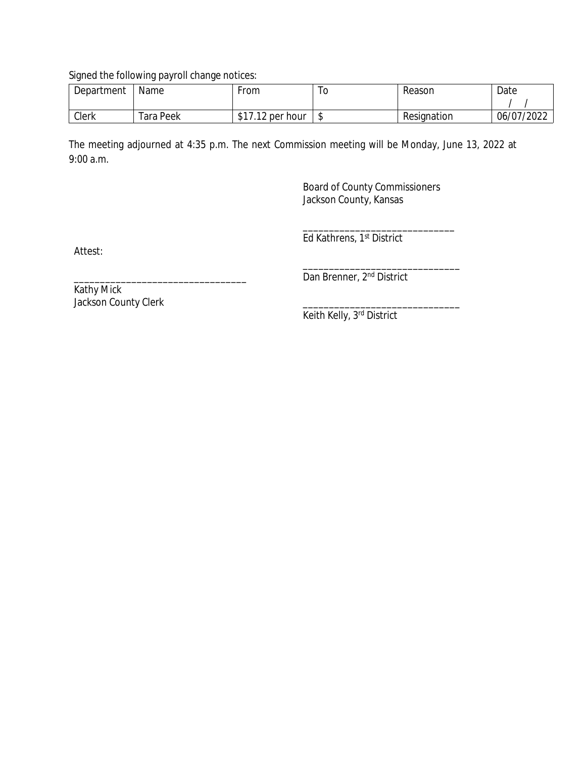Signed the following payroll change notices:

| Department | Name | From | To | Reason | Date<br>/ / |
|---|---|---|---|---|---|
| Clerk | Tara Peek | $17.12 per hour | $ | Resignation | 06/07/2022 |

The meeting adjourned at 4:35 p.m. The next Commission meeting will be Monday, June 13, 2022 at 9:00 a.m.

Board of County Commissioners
Jackson County, Kansas

_____________________________
Ed Kathrens, 1st District

Attest:

_____________________________
Dan Brenner, 2nd District

_________________________________
Kathy Mick
Jackson County Clerk

_____________________________
Keith Kelly, 3rd District